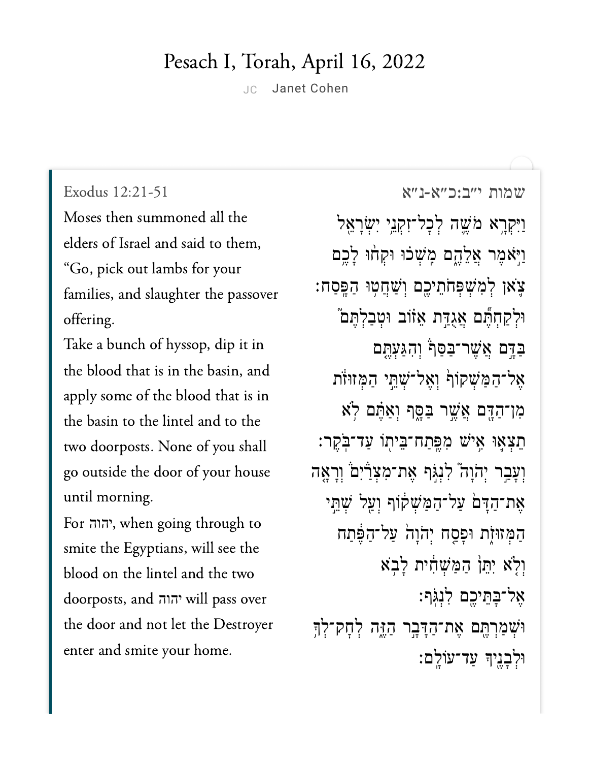# Pesach I, Torah, April 16, 2022

JC Janet Cohen

Exodus 12:21-51

שמות י״ב:כ״א-נ״א

Moses then summoned all the elders of Israel and said to them, “Go, pick out lambs for your families, and slaughter the passover offering.

וַיִּקְרָ֥א מֹשֶׁ֛ה לְכׇל־זִקְנֵ֥י יִשְׂרָאֵ֖ל וַיֹּ֣אמֶר אֲלֵהֶ֑ם מִֽשְׁכ֗וּ וּקְח֨וּ לָכֶ֥ם צֹ֛אן לְמִשְׁפְּחֹתֵיכֶ֖ם וְשַׁחֲט֥וּ הַפָּֽסַח׃

Take a bunch of hyssop, dip it in the blood that is in the basin, and apply some of the blood that is in the basin to the lintel and to the two doorposts. None of you shall go outside the door of your house until morning.

וּלְקַחְתֶּ֞ם אֲגֻדַּ֣ת אֵז֗וֹב וּטְבַלְתֶּם֮ בַּדָּ֣ם אֲשֶׁר־בַּסַּף֒ וְהִגַּעְתֶּ֤ם אֶל־הַמַּשְׁקוֹף֙ וְאֶל־שְׁתֵּ֣י הַמְּזוּזֹ֔ת מִן־הַדָּ֖ם אֲשֶׁ֣ר בַּסָּ֑ף וְאַתֶּ֗ם לֹ֥א תֵצְא֛וּ אִ֥ישׁ מִפֶּֽתַח־בֵּית֖וֹ עַד־בֹּֽקֶר׃

For יהוה, when going through to smite the Egyptians, will see the blood on the lintel and the two doorposts, and יהוה will pass over the door and not let the Destroyer enter and smite your home.

וְעָבַ֣ר יְהֹוָה֮ לִנְגֹּ֣ף אֶת־מִצְרַיִם֒ וְרָאָ֤ה אֶת־הַדָּם֙ עַל־הַמַּשְׁק֔וֹף וְעַ֖ל שְׁתֵּ֣י הַמְּזוּזֹ֑ת וּפָסַ֤ח יְהֹוָה֙ עַל־הַפֶּ֔תַח וְלֹ֤א יִתֵּן֙ הַמַּשְׁחִ֔ית לָבֹ֥א אֶל־בָּתֵּיכֶ֖ם לִנְגֹּֽף׃

וּשְׁמַרְתֶּ֖ם אֶת־הַדָּבָ֣ר הַזֶּ֑ה לְחׇק־לְךָ֥ וּלְבָנֶ֖יךָ עַד־עוֹלָֽם׃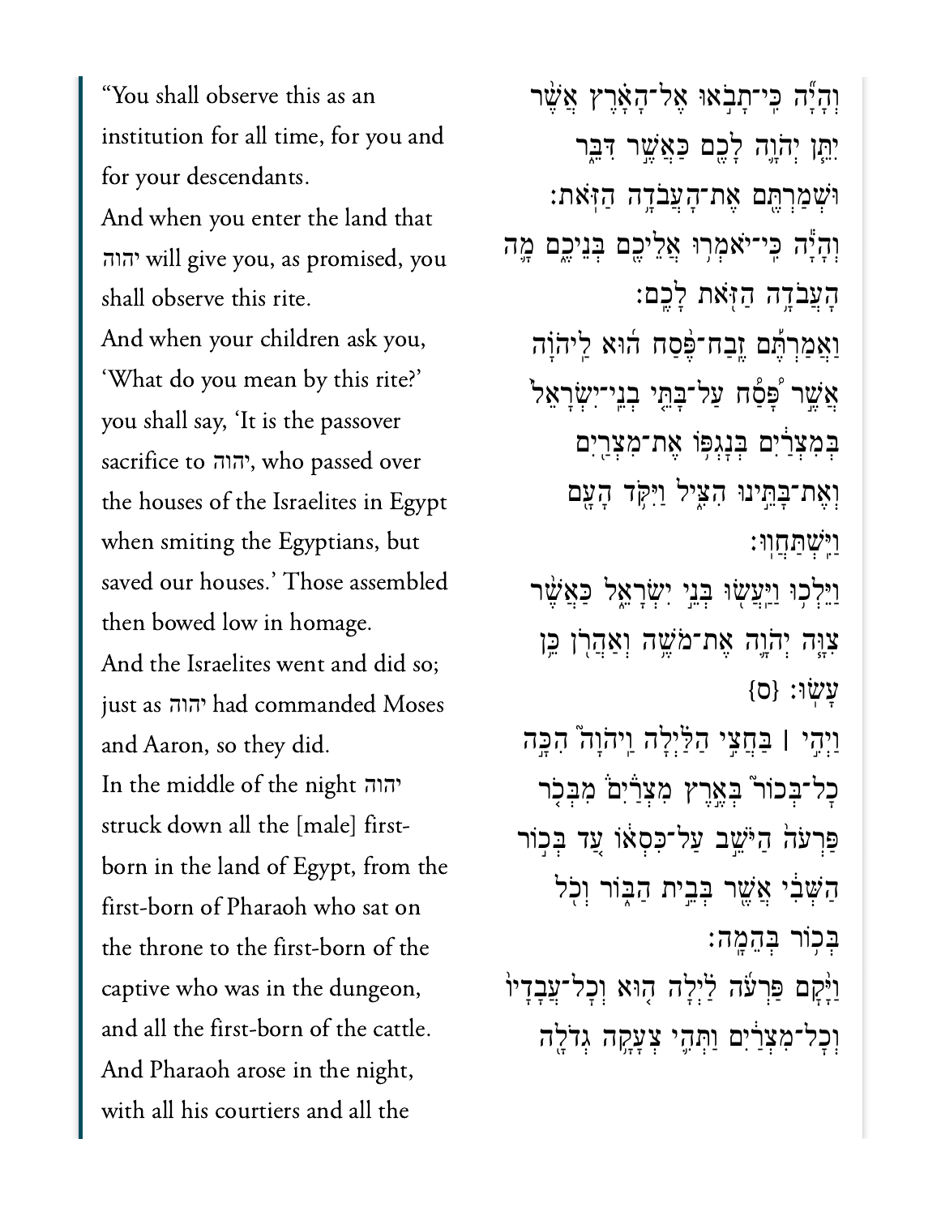“You shall observe this as an institution for all time, for you and for your descendants.

And when you enter the land that יהוה will give you, as promised, you shall observe this rite.

And when your children ask you, ‘What do you mean by this rite?’ you shall say, ‘It is the passover sacrifice to יהוה, who passed over the houses of the Israelites in Egypt when smiting the Egyptians, but saved our houses.’ Those assembled then bowed low in homage.

And the Israelites went and did so; just as יהוה had commanded Moses and Aaron, so they did.

In the middle of the night יהוה struck down all the [male] first-born in the land of Egypt, from the first-born of Pharaoh who sat on the throne to the first-born of the captive who was in the dungeon, and all the first-born of the cattle.

And Pharaoh arose in the night, with all his courtiers and all the

וְהָיָ֗ה כִּֽי־תָבֹ֤אוּ אֶל־הָאָ֙רֶץ֙ אֲשֶׁ֨ר יִתֵּ֧ן יְהֹוָ֛ה לָכֶ֖ם כַּאֲשֶׁ֣ר דִּבֵּ֑ר וּשְׁמַרְתֶּ֖ם אֶת־הָעֲבֹדָ֥ה הַזֹּֽאת׃

וְהָיָ֕ה כִּֽי־יֹאמְר֥וּ אֲלֵיכֶ֖ם בְּנֵיכֶ֑ם מָ֛ה הָעֲבֹדָ֥ה הַזֹּ֖את לָכֶֽם׃

וַאֲמַרְתֶּ֡ם זֶבַח־פֶּ֨סַח ה֜וּא לַיהֹוָ֗ה אֲשֶׁ֣ר פָּ֠סַ֠ח עַל־בָּתֵּ֤י בְנֵֽי־יִשְׂרָאֵל֙ בְּמִצְרַ֔יִם בְּנׇגְפּ֥וֹ אֶת־מִצְרַ֖יִם וְאֶת־בָּתֵּ֣ינוּ הִצִּ֑יל וַיִּקֹּ֥ד הָעָ֖ם וַיִּֽשְׁתַּחֲוֽוּ׃

וַיֵּלְכ֥וּ וַיַּעֲשׂ֖וּ בְּנֵ֣י יִשְׂרָאֵ֑ל כַּאֲשֶׁ֨ר צִוָּ֧ה יְהֹוָ֛ה אֶת־מֹשֶׁ֥ה וְאַהֲרֹ֖ן כֵּ֥ן עָשֽׂוּ׃ {ס}

וַיְהִ֣י ׀ בַּחֲצִ֣י הַלַּ֗יְלָה וַֽיהֹוָה֮ הִכָּ֣ה כׇל־בְּכוֹר֮ בְּאֶ֣רֶץ מִצְרַ֒יִם֒ מִבְּכֹ֤ר פַּרְעֹה֙ הַיֹּשֵׁ֣ב עַל־כִּסְא֔וֹ עַ֚ד בְּכ֣וֹר הַשְּׁבִ֔י אֲשֶׁ֖ר בְּבֵ֣ית הַבּ֑וֹר וְכֹ֖ל בְּכ֥וֹר בְּהֵמָֽה׃

וַיָּ֨קׇם פַּרְעֹ֜ה לַ֗יְלָה ה֤וּא וְכׇל־עֲבָדָיו֙ וְכׇל־מִצְרַ֔יִם וַתְּהִ֛י צְעָקָ֥ה גְדֹלָ֖ה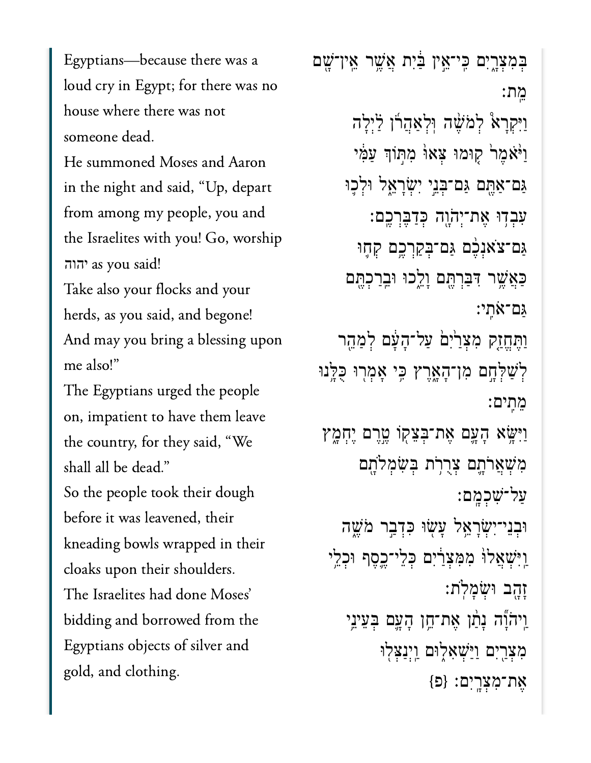Egyptians—because there was a loud cry in Egypt; for there was no house where there was not someone dead.

בְּמִצְרָ֑יִם כִּֽי־אֵ֣ין בַּ֔יִת אֲשֶׁ֥ר אֵֽין־שָׁ֖ם מֵֽת׃

He summoned Moses and Aaron in the night and said, "Up, depart from among my people, you and the Israelites with you! Go, worship יהוה as you said!

וַיִּקְרָא֩ לְמֹשֶׁ֨ה וּֽלְאַהֲרֹ֜ן לַ֗יְלָה וַיֹּ֙אמֶר֙ ק֤וּמוּ צְּאוּ֙ מִתּ֣וֹךְ עַמִּ֔י גַּם־אַתֶּ֖ם גַּם־בְּנֵ֣י יִשְׂרָאֵ֑ל וּלְכ֛וּ עִבְד֥וּ אֶת־יְהֹוָ֖ה כְּדַבֶּרְכֶֽם׃

Take also your flocks and your herds, as you said, and begone! And may you bring a blessing upon me also!"

גַּם־צֹאנְכֶ֨ם גַּם־בְּקַרְכֶ֥ם קְח֛וּ כַּאֲשֶׁ֥ר דִּבַּרְתֶּ֖ם וָלֵ֑כוּ וּבֵרַכְתֶּ֖ם גַּם־אֹתִֽי׃

The Egyptians urged the people on, impatient to have them leave the country, for they said, "We shall all be dead."

וַתֶּחֱזַ֤ק מִצְרַ֙יִם֙ עַל־הָעָ֔ם לְמַהֵ֖ר לְשַׁלְּחָ֣ם מִן־הָאָ֑רֶץ כִּ֥י אָמְר֖וּ כֻּלָּ֥נוּ מֵתִֽים׃

So the people took their dough before it was leavened, their kneading bowls wrapped in their cloaks upon their shoulders.

וַיִּשָּׂ֥א הָעָ֛ם אֶת־בְּצֵק֖וֹ טֶ֣רֶם יֶחְמָ֑ץ מִשְׁאֲרֹתָ֛ם צְרֻרֹ֥ת בְּשִׂמְלֹתָ֖ם עַל־שִׁכְמָֽם׃

The Israelites had done Moses' bidding and borrowed from the Egyptians objects of silver and gold, and clothing.

וּבְנֵֽי־יִשְׂרָאֵ֥ל עָשׂ֖וּ כִּדְבַ֣ר מֹשֶׁ֑ה וַיִּֽשְׁאֲלוּ֙ מִמִּצְרַ֔יִם כְּלֵי־כֶ֛סֶף וּכְלֵ֥י זָהָ֖ב וּשְׂמָלֹֽת׃

וַיהֹוָ֞ה נָתַ֨ן אֶת־חֵ֥ן הָעָ֛ם בְּעֵינֵ֥י מִצְרַ֖יִם וַיַּשְׁאִל֑וּם וַיְנַצְּל֖וּ אֶת־מִצְרָֽיִם׃ {פ}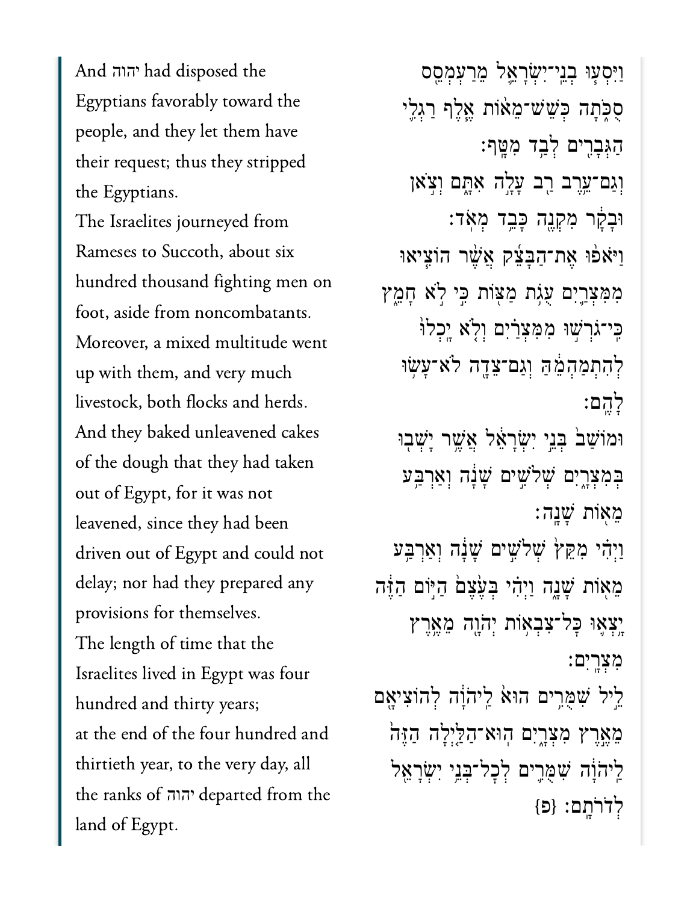And יהוה had disposed the Egyptians favorably toward the people, and they let them have their request; thus they stripped the Egyptians.

The Israelites journeyed from Rameses to Succoth, about six hundred thousand fighting men on foot, aside from noncombatants.

Moreover, a mixed multitude went up with them, and very much livestock, both flocks and herds.

And they baked unleavened cakes of the dough that they had taken out of Egypt, for it was not leavened, since they had been driven out of Egypt and could not delay; nor had they prepared any provisions for themselves.

The length of time that the Israelites lived in Egypt was four hundred and thirty years;

at the end of the four hundred and thirtieth year, to the very day, all the ranks of יהוה departed from the land of Egypt.

וַיִּסְע֧וּ בְנֵֽי־יִשְׂרָאֵ֛ל מֵרַעְמְסֵ֖ס סֻכֹּ֑תָה כְּשֵׁשׁ־מֵא֨וֹת אֶ֧לֶף רַגְלִ֛י הַגְּבָרִ֖ים לְבַ֥ד מִטָּֽף׃

וְגַם־עֵ֥רֶב רַ֖ב עָלָ֣ה אִתָּ֑ם וְצֹ֣אן וּבָקָ֔ר מִקְנֶ֖ה כָּבֵ֥ד מְאֹֽד׃

וַיֹּאפ֨וּ אֶת־הַבָּצֵ֜ק אֲשֶׁ֨ר הוֹצִ֧יאוּ מִמִּצְרַ֛יִם עֻגֹ֥ת מַצּ֖וֹת כִּ֣י לֹ֣א חָמֵ֑ץ כִּֽי־גֹרְשׁ֣וּ מִמִּצְרַ֗יִם וְלֹ֤א יָֽכְלוּ֙ לְהִתְמַהְמֵ֔הַּ וְגַם־צֵדָ֖ה לֹא־עָשׂ֥וּ לָהֶֽם׃

וּמוֹשַׁב֙ בְּנֵ֣י יִשְׂרָאֵ֔ל אֲשֶׁ֥ר יָשְׁב֖וּ בְּמִצְרָ֑יִם שְׁלֹשִׁ֣ים שָׁנָ֔ה וְאַרְבַּ֥ע מֵא֖וֹת שָׁנָֽה׃

וַיְהִ֗י מִקֵּץ֙ שְׁלֹשִׁ֣ים שָׁנָ֔ה וְאַרְבַּ֥ע מֵא֖וֹת שָׁנָ֑ה וַיְהִ֗י בְּעֶ֙צֶם֙ הַיּ֣וֹם הַזֶּ֔ה יָֽצְא֛וּ כׇּל־צִבְא֥וֹת יְהֹוָ֖ה מֵאֶ֥רֶץ מִצְרָֽיִם׃

לֵ֣יל שִׁמֻּרִ֥ים הוּא֙ לַֽיהֹוָ֔ה לְהוֹצִיאָ֖ם מֵאֶ֣רֶץ מִצְרָ֑יִם הֽוּא־הַלַּ֤יְלָה הַזֶּה֙ לַֽיהֹוָ֔ה שִׁמֻּרִ֛ים לְכׇל־בְּנֵ֥י יִשְׂרָאֵ֖ל לְדֹרֹתָֽם׃ {פ}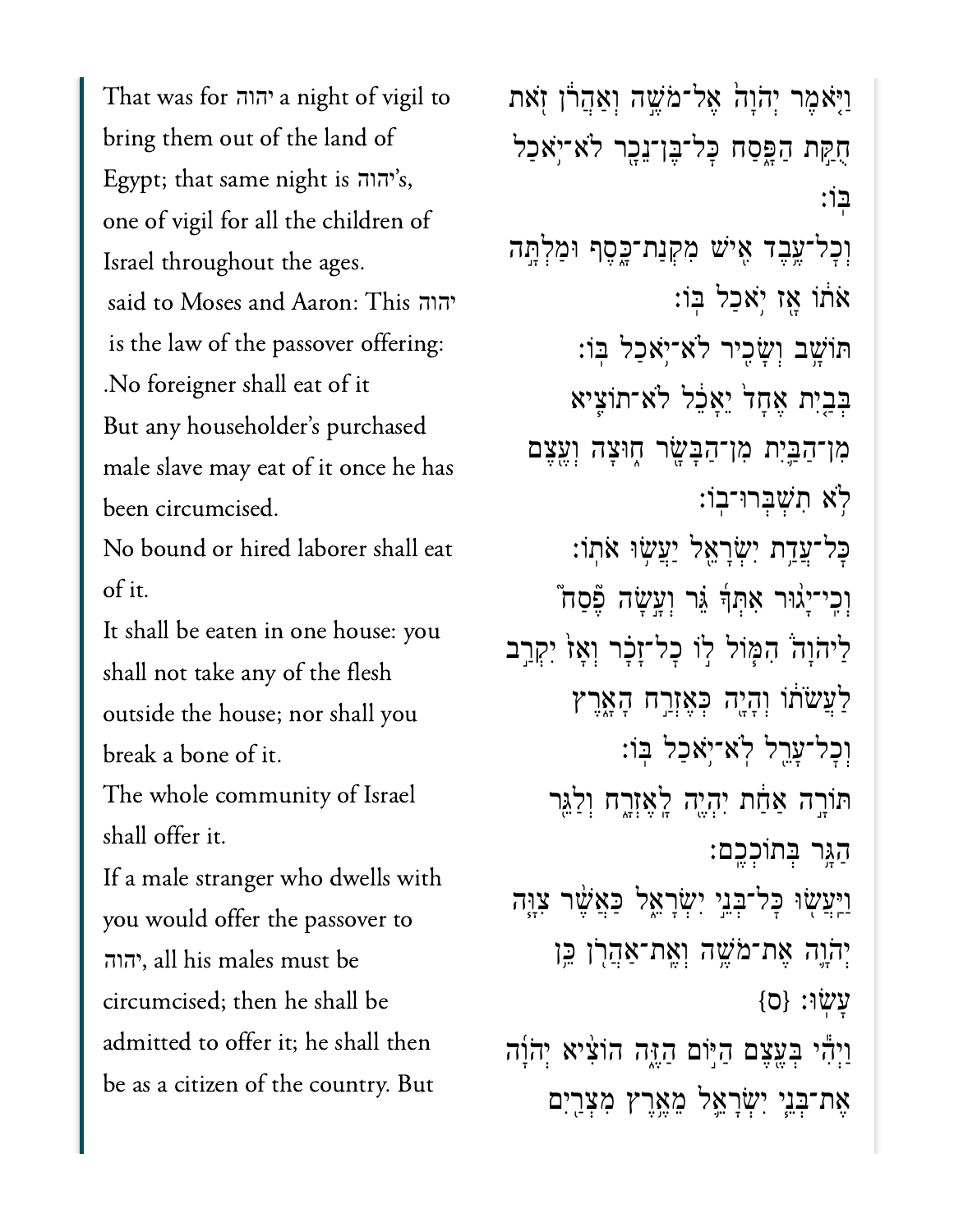That was for יהוה a night of vigil to bring them out of the land of Egypt; that same night is יהוה's, one of vigil for all the children of Israel throughout the ages.

וַיֹּאמֶר יְהֹוָה אֶל־מֹשֶׁה וְאַהֲרֹן זֹאת חֻקַּת הַפָּסַח כׇּל־בֶּן־נֵכָר לֹא־יֹאכַל בּוֹ׃

יהוה said to Moses and Aaron: This is the law of the passover offering: No foreigner shall eat of it.

וְכׇל־עֶבֶד אִישׁ מִקְנַת־כָּסֶף וּמַלְתָּה אֹתוֹ אָז יֹאכַל בּוֹ׃

But any householder's purchased male slave may eat of it once he has been circumcised.

תּוֹשָׁב וְשָׂכִיר לֹא־יֹאכַל בּוֹ׃

No bound or hired laborer shall eat of it.

בְּבַיִת אֶחָד יֵאָכֵל לֹא־תוֹצִיא מִן־הַבַּיִת מִן־הַבָּשָׂר חוּצָה וְעֶצֶם לֹא תִשְׁבְּרוּ־בוֹ׃

It shall be eaten in one house: you shall not take any of the flesh outside the house; nor shall you break a bone of it.

כׇּל־עֲדַת יִשְׂרָאֵל יַעֲשׂוּ אֹתוֹ׃

The whole community of Israel shall offer it.

וְכִי־יָגוּר אִתְּךָ גֵּר וְעָשָׂה פֶסַח לַיהֹוָה הִמּוֹל לוֹ כׇל־זָכָר וְאָז יִקְרַב לַעֲשֹׂתוֹ וְהָיָה כְּאֶזְרַח הָאָרֶץ וְכׇל־עָרֵל לֹא־יֹאכַל בּוֹ׃

If a male stranger who dwells with you would offer the passover to יהוה, all his males must be circumcised; then he shall be admitted to offer it; he shall then be as a citizen of the country. But

תּוֹרָה אַחַת יִהְיֶה לָאֶזְרָח וְלַגֵּר הַגָּר בְּתוֹכְכֶם׃

וַיַּעֲשׂוּ כׇּל־בְּנֵי יִשְׂרָאֵל כַּאֲשֶׁר צִוָּה יְהֹוָה אֶת־מֹשֶׁה וְאֶת־אַהֲרֹן כֵּן עָשׂוּ׃ {ס}

וַיְהִי בְּעֶצֶם הַיּוֹם הַזֶּה הוֹצִיא יְהֹוָה אֶת־בְּנֵי יִשְׂרָאֵל מֵאֶרֶץ מִצְרַיִם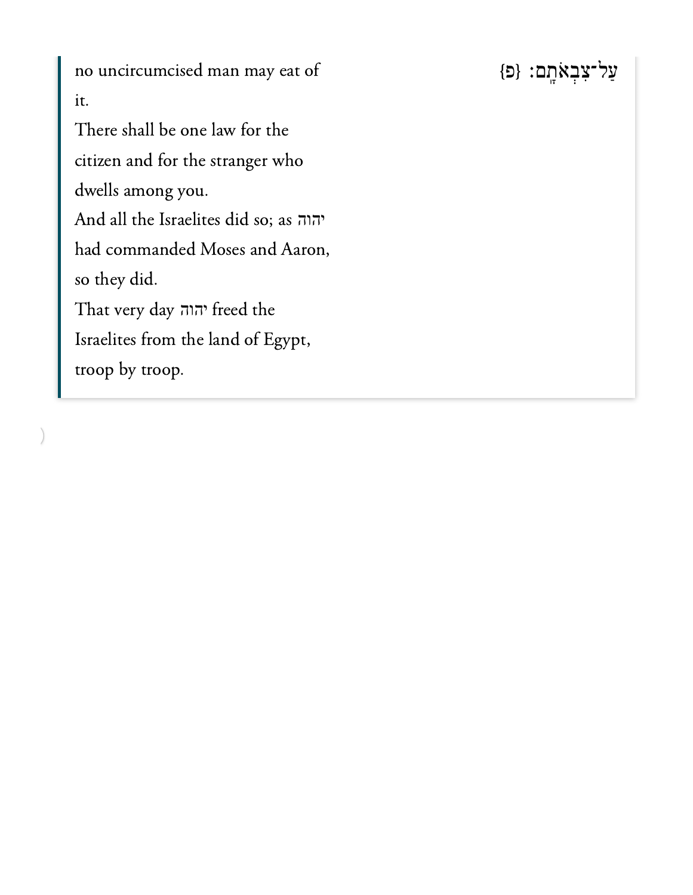| | |
|---|---|
| no uncircumcised man may eat of it.<br>There shall be one law for the citizen and for the stranger who dwells among you.<br>And all the Israelites did so; as יהוה had commanded Moses and Aaron, so they did.<br>That very day יהוה freed the Israelites from the land of Egypt, troop by troop. | עַל־צִבְאֹתָֽם׃ {פ} |